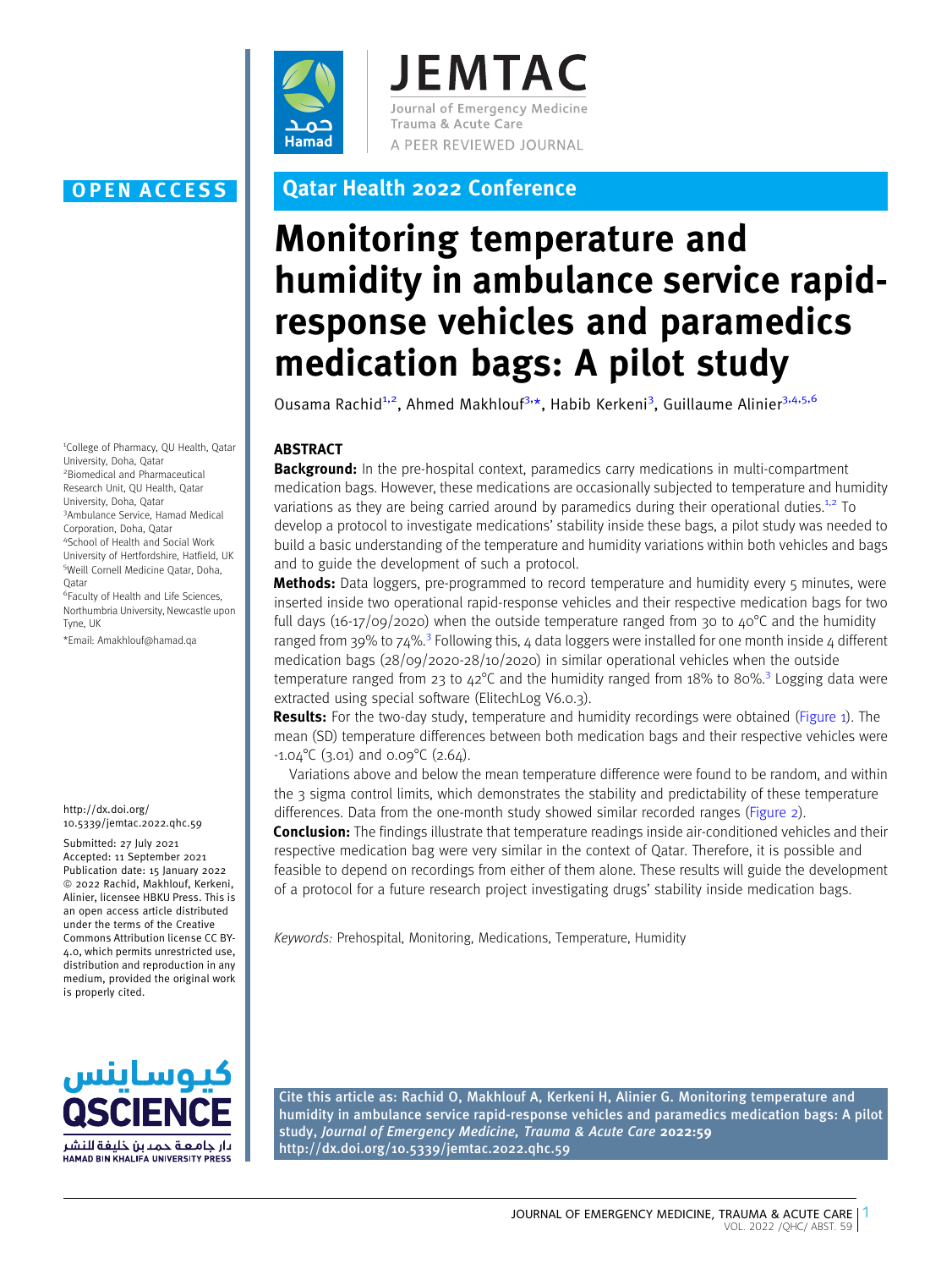OPEN ACCESS

Qatar Health 2022 Conference

# Monitoring temperature and humidity in ambulance service rapid-response vehicles and paramedics medication bags: A pilot study

Ousama Rachid[1,2], Ahmed Makhlouf[3,*], Habib Kerkeni[3], Guillaume Alinier[3,4,5,6]

[1]College of Pharmacy, QU Health, Qatar University, Doha, Qatar
[2]Biomedical and Pharmaceutical Research Unit, QU Health, Qatar University, Doha, Qatar
[3]Ambulance Service, Hamad Medical Corporation, Doha, Qatar
[4]School of Health and Social Work University of Hertfordshire, Hatfield, UK
[5]Weill Cornell Medicine Qatar, Doha, Qatar
[6]Faculty of Health and Life Sciences, Northumbria University, Newcastle upon Tyne, UK

*Email: Amakhlouf@hamad.qa

http://dx.doi.org/10.5339/jemtac.2022.qhc.59

Submitted: 27 July 2021
Accepted: 11 September 2021
Publication date: 15 January 2022
© 2022 Rachid, Makhlouf, Kerkeni, Alinier, licensee HBKU Press. This is an open access article distributed under the terms of the Creative Commons Attribution license CC BY-4.0, which permits unrestricted use, distribution and reproduction in any medium, provided the original work is properly cited.

## ABSTRACT

**Background:** In the pre-hospital context, paramedics carry medications in multi-compartment medication bags. However, these medications are occasionally subjected to temperature and humidity variations as they are being carried around by paramedics during their operational duties.[1,2] To develop a protocol to investigate medications' stability inside these bags, a pilot study was needed to build a basic understanding of the temperature and humidity variations within both vehicles and bags and to guide the development of such a protocol.

**Methods:** Data loggers, pre-programmed to record temperature and humidity every 5 minutes, were inserted inside two operational rapid-response vehicles and their respective medication bags for two full days (16-17/09/2020) when the outside temperature ranged from 30 to 40°C and the humidity ranged from 39% to 74%.[3] Following this, 4 data loggers were installed for one month inside 4 different medication bags (28/09/2020-28/10/2020) in similar operational vehicles when the outside temperature ranged from 23 to 42°C and the humidity ranged from 18% to 80%.[3] Logging data were extracted using special software (ElitechLog V6.0.3).

**Results:** For the two-day study, temperature and humidity recordings were obtained (Figure 1). The mean (SD) temperature differences between both medication bags and their respective vehicles were -1.04°C (3.01) and 0.09°C (2.64).

Variations above and below the mean temperature difference were found to be random, and within the 3 sigma control limits, which demonstrates the stability and predictability of these temperature differences. Data from the one-month study showed similar recorded ranges (Figure 2).

**Conclusion:** The findings illustrate that temperature readings inside air-conditioned vehicles and their respective medication bag were very similar in the context of Qatar. Therefore, it is possible and feasible to depend on recordings from either of them alone. These results will guide the development of a protocol for a future research project investigating drugs' stability inside medication bags.

*Keywords:* Prehospital, Monitoring, Medications, Temperature, Humidity

Cite this article as: Rachid O, Makhlouf A, Kerkeni H, Alinier G. Monitoring temperature and humidity in ambulance service rapid-response vehicles and paramedics medication bags: A pilot study, *Journal of Emergency Medicine, Trauma & Acute Care* **2022:59** http://dx.doi.org/10.5339/jemtac.2022.qhc.59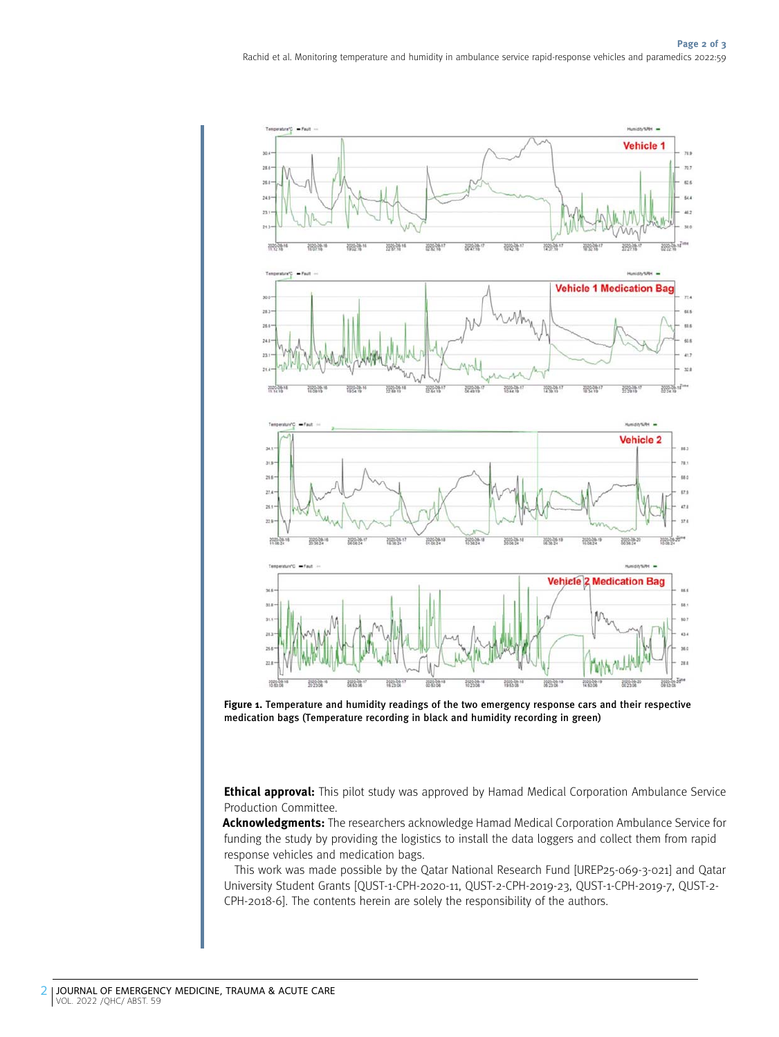**Figure 1. Temperature and humidity readings of the two emergency response cars and their respective medication bags (Temperature recording in black and humidity recording in green)**

**Ethical approval:** This pilot study was approved by Hamad Medical Corporation Ambulance Service Production Committee.

**Acknowledgments:** The researchers acknowledge Hamad Medical Corporation Ambulance Service for funding the study by providing the logistics to install the data loggers and collect them from rapid response vehicles and medication bags.

This work was made possible by the Qatar National Research Fund [UREP25-069-3-021] and Qatar University Student Grants [QUST-1-CPH-2020-11, QUST-2-CPH-2019-23, QUST-1-CPH-2019-7, QUST-2-CPH-2018-6]. The contents herein are solely the responsibility of the authors.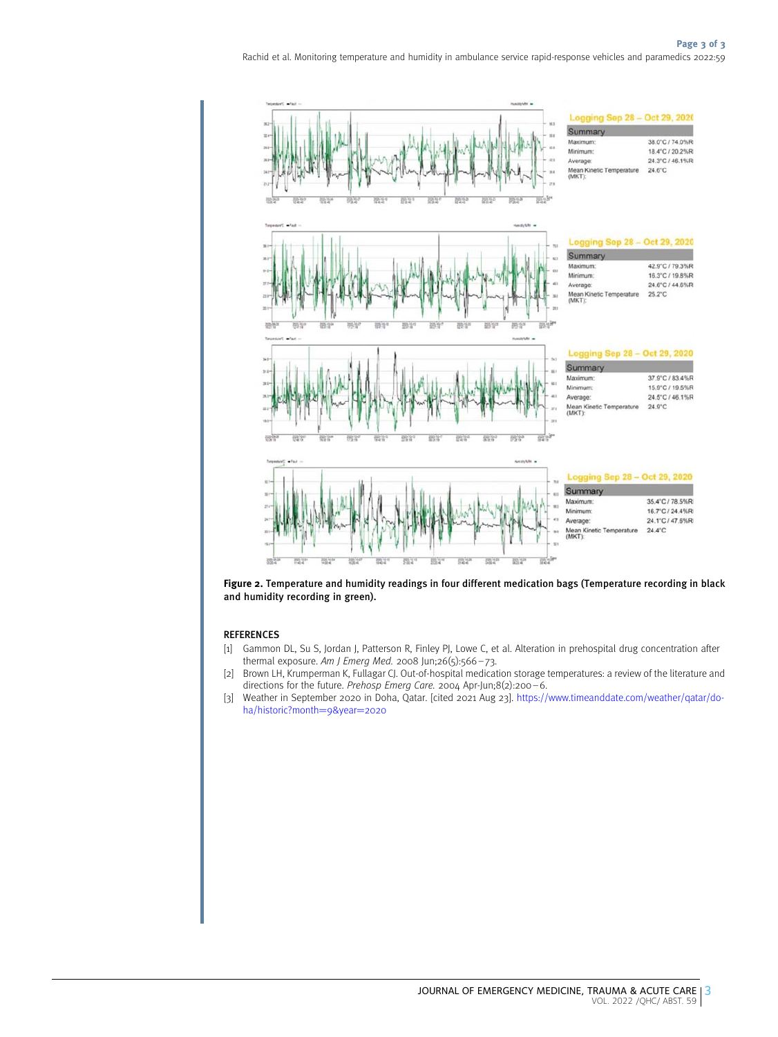Logging Sep 28 – Oct 29, 2020

Summary

Maximum: 38.0°C / 74.0%RH

Minimum: 18.4°C / 20.2%RH

Average: 24.3°C / 46.1%RH

Mean Kinetic Temperature (MKT): 24.6°C

Logging Sep 28 – Oct 29, 2020

Summary

Maximum: 42.9°C / 79.3%RH

Minimum: 16.3°C / 19.8%RH

Average: 24.6°C / 44.8%RH

Mean Kinetic Temperature (MKT): 25.2°C

Logging Sep 28 – Oct 29, 2020

Summary

Maximum: 37.9°C / 83.4%RH

Minimum: 15.9°C / 19.5%RH

Average: 24.5°C / 46.1%RH

Mean Kinetic Temperature (MKT): 24.9°C

Logging Sep 28 – Oct 29, 2020

Summary

Maximum: 35.4°C / 78.5%RH

Minimum: 16.7°C / 24.4%RH

Average: 24.1°C / 47.6%RH

Mean Kinetic Temperature (MKT): 24.4°C

**Figure 2.** **Temperature and humidity readings in four different medication bags (Temperature recording in black and humidity recording in green).**

## REFERENCES

[1] Gammon DL, Su S, Jordan J, Patterson R, Finley PJ, Lowe C, et al. Alteration in prehospital drug concentration after thermal exposure. *Am J Emerg Med.* 2008 Jun;26(5):566–73.

[2] Brown LH, Krumperman K, Fullagar CJ. Out-of-hospital medication storage temperatures: a review of the literature and directions for the future. *Prehosp Emerg Care.* 2004 Apr-Jun;8(2):200–6.

[3] Weather in September 2020 in Doha, Qatar. [cited 2021 Aug 23]. https://www.timeanddate.com/weather/qatar/doha/historic?month=9&year=2020